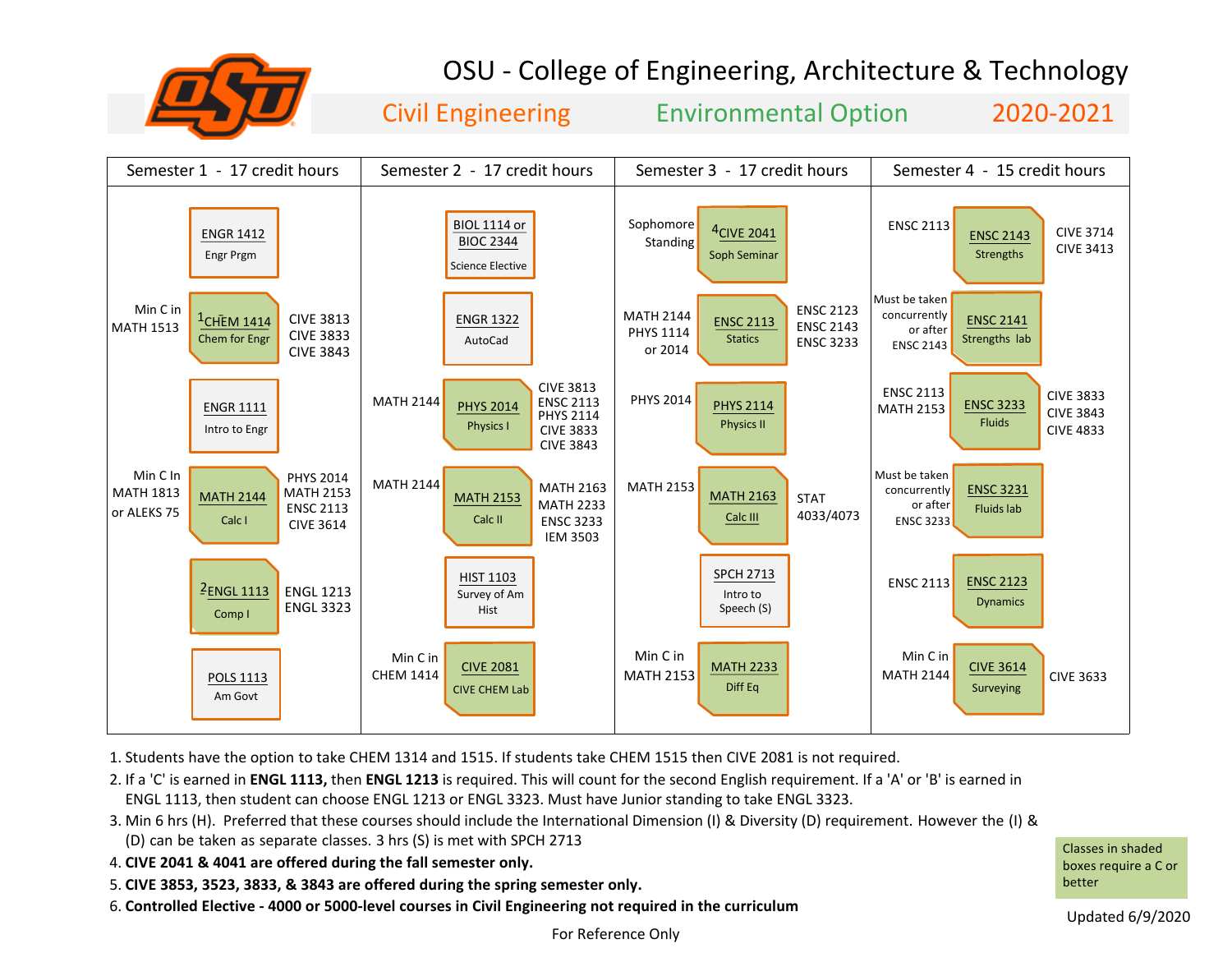# OSU - College of Engineering, Architecture & Technology

## Civil Engineering — Environmental Option — 2020-2021

### Semester 1 - 17 credit hours

| Prerequisite | Course | Required for |
|---|---|---|
| | ENGR 1412 Engr Prgm | |
| Min C in MATH 1513 | [1]CHEM 1414 Chem for Engr | CIVE 3813, CIVE 3833, CIVE 3843 |
| | ENGR 1111 Intro to Engr | |
| Min C In MATH 1813 or ALEKS 75 | MATH 2144 Calc I | PHYS 2014, MATH 2153, ENSC 2113, CIVE 3614 |
| | [2]ENGL 1113 Comp I | ENGL 1213, ENGL 3323 |
| | POLS 1113 Am Govt | |

### Semester 2 - 17 credit hours

| Prerequisite | Course | Required for |
|---|---|---|
| | BIOL 1114 or BIOC 2344 Science Elective | |
| | ENGR 1322 AutoCad | |
| MATH 2144 | PHYS 2014 Physics I | CIVE 3813, ENSC 2113, PHYS 2114, CIVE 3833, CIVE 3843 |
| MATH 2144 | MATH 2153 Calc II | MATH 2163, MATH 2233, ENSC 3233, IEM 3503 |
| | HIST 1103 Survey of Am Hist | |
| Min C in CHEM 1414 | CIVE 2081 CIVE CHEM Lab | |

### Semester 3 - 17 credit hours

| Prerequisite | Course | Required for |
|---|---|---|
| Sophomore Standing | [4]CIVE 2041 Soph Seminar | |
| MATH 2144, PHYS 1114 or 2014 | ENSC 2113 Statics | ENSC 2123, ENSC 2143, ENSC 3233 |
| PHYS 2014 | PHYS 2114 Physics II | |
| MATH 2153 | MATH 2163 Calc III | STAT 4033/4073 |
| | SPCH 2713 Intro to Speech (S) | |
| Min C in MATH 2153 | MATH 2233 Diff Eq | |

### Semester 4 - 15 credit hours

| Prerequisite | Course | Required for |
|---|---|---|
| ENSC 2113 | ENSC 2143 Strengths | CIVE 3714, CIVE 3413 |
| Must be taken concurrently or after ENSC 2143 | ENSC 2141 Strengths lab | |
| ENSC 2113, MATH 2153 | ENSC 3233 Fluids | CIVE 3833, CIVE 3843, CIVE 4833 |
| Must be taken concurrently or after ENSC 3233 | ENSC 3231 Fluids lab | |
| ENSC 2113 | ENSC 2123 Dynamics | |
| Min C in MATH 2144 | CIVE 3614 Surveying | CIVE 3633 |

1. Students have the option to take CHEM 1314 and 1515. If students take CHEM 1515 then CIVE 2081 is not required.
2. If a 'C' is earned in **ENGL 1113,** then **ENGL 1213** is required. This will count for the second English requirement. If a 'A' or 'B' is earned in ENGL 1113, then student can choose ENGL 1213 or ENGL 3323. Must have Junior standing to take ENGL 3323.
3. Min 6 hrs (H). Preferred that these courses should include the International Dimension (I) & Diversity (D) requirement. However the (I) & (D) can be taken as separate classes. 3 hrs (S) is met with SPCH 2713
4. **CIVE 2041 & 4041 are offered during the fall semester only.**
5. **CIVE 3853, 3523, 3833, & 3843 are offered during the spring semester only.**
6. **Controlled Elective - 4000 or 5000-level courses in Civil Engineering not required in the curriculum**

Classes in shaded boxes require a C or better (shaded: CHEM 1414, MATH 2144, ENGL 1113, PHYS 2014, MATH 2153, CIVE 2081, CIVE 2041, ENSC 2113, PHYS 2114, MATH 2163, MATH 2233, ENSC 2143, ENSC 2141, ENSC 3233, ENSC 3231, ENSC 2123, CIVE 3614)

Updated 6/9/2020

For Reference Only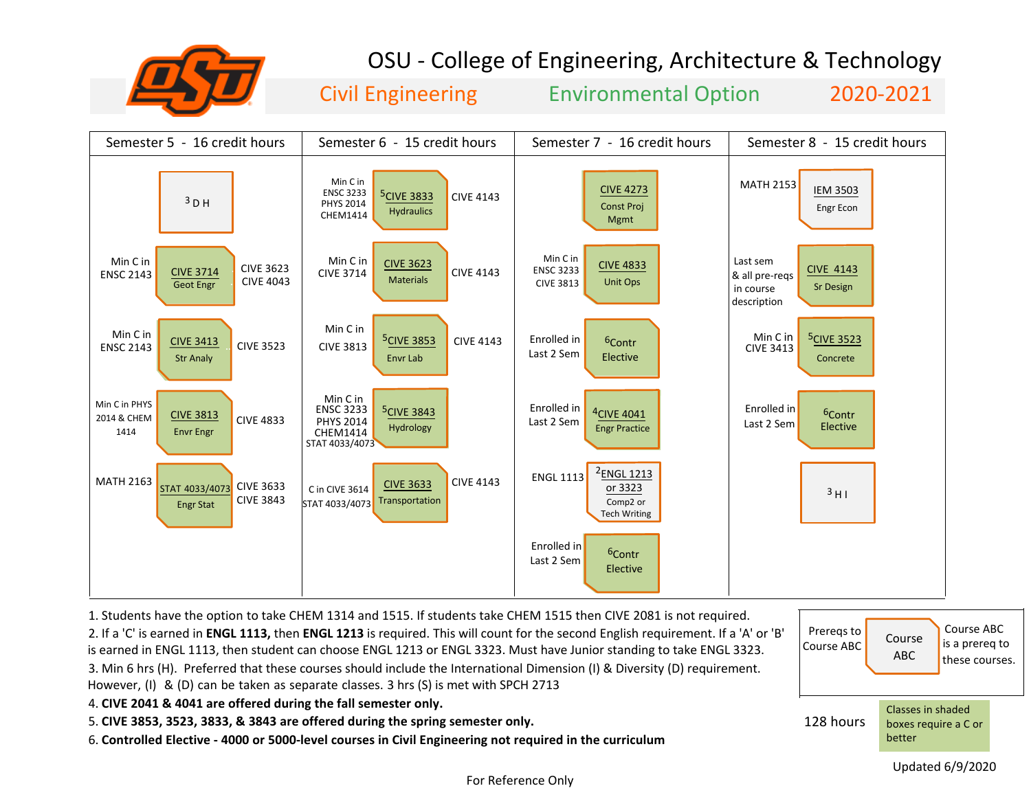# OSU - College of Engineering, Architecture & Technology

## Civil Engineering — Environmental Option — 2020-2021

| Semester 5 - 16 credit hours | Semester 6 - 15 credit hours | Semester 7 - 16 credit hours | Semester 8 - 15 credit hours |
|---|---|---|---|
| [3] D H | Prereqs: Min C in ENSC 3233, PHYS 2014, CHEM1414 — [5] CIVE 3833 Hydraulics — Prereq to: CIVE 4143 | CIVE 4273 Const Proj Mgmt | Prereqs: MATH 2153 — IEM 3503 Engr Econ |
| Prereqs: Min C in ENSC 2143 — CIVE 3714 Geot Engr — Prereq to: CIVE 3623, CIVE 4043 | Prereqs: Min C in CIVE 3714 — CIVE 3623 Materials — Prereq to: CIVE 4143 | Prereqs: Min C in ENSC 3233, CIVE 3813 — CIVE 4833 Unit Ops | Prereqs: Last sem & all pre-reqs in course description — CIVE 4143 Sr Design |
| Prereqs: Min C in ENSC 2143 — CIVE 3413 Str Analy — Prereq to: CIVE 3523 | Prereqs: Min C in CIVE 3813 — [5] CIVE 3853 Envr Lab — Prereq to: CIVE 4143 | Prereqs: Enrolled in Last 2 Sem — [6] Contr Elective | Prereqs: Min C in CIVE 3413 — [5] CIVE 3523 Concrete |
| Prereqs: Min C in PHYS 2014 & CHEM 1414 — CIVE 3813 Envr Engr — Prereq to: CIVE 4833 | Prereqs: Min C in ENSC 3233, PHYS 2014, CHEM1414, STAT 4033/4073 — [5] CIVE 3843 Hydrology | Prereqs: Enrolled in Last 2 Sem — [4] CIVE 4041 Engr Practice | Prereqs: Enrolled in Last 2 Sem — [6] Contr Elective |
| Prereqs: MATH 2163 — STAT 4033/4073 Engr Stat — Prereq to: CIVE 3633, CIVE 3843 | Prereqs: C in CIVE 3614, STAT 4033/4073 — CIVE 3633 Transportation — Prereq to: CIVE 4143 | Prereqs: ENGL 1113 — [2] ENGL 1213 or 3323 Comp2 or Tech Writing | [3] H I |
| | | Prereqs: Enrolled in Last 2 Sem — [6] Contr Elective | |

1. Students have the option to take CHEM 1314 and 1515. If students take CHEM 1515 then CIVE 2081 is not required.
2. If a 'C' is earned in **ENGL 1113,** then **ENGL 1213** is required. This will count for the second English requirement. If a 'A' or 'B' is earned in ENGL 1113, then student can choose ENGL 1213 or ENGL 3323. Must have Junior standing to take ENGL 3323.
3. Min 6 hrs (H). Preferred that these courses should include the International Dimension (I) & Diversity (D) requirement. However, (I) & (D) can be taken as separate classes. 3 hrs (S) is met with SPCH 2713
4. **CIVE 2041 & 4041 are offered during the fall semester only.**
5. **CIVE 3853, 3523, 3833, & 3843 are offered during the spring semester only.**
6. **Controlled Elective - 4000 or 5000-level courses in Civil Engineering not required in the curriculum**

Legend: Prereqs to Course ABC — Course ABC — Course ABC is a prereq to these courses.

128 hours

Classes in shaded boxes require a C or better

Updated 6/9/2020

For Reference Only